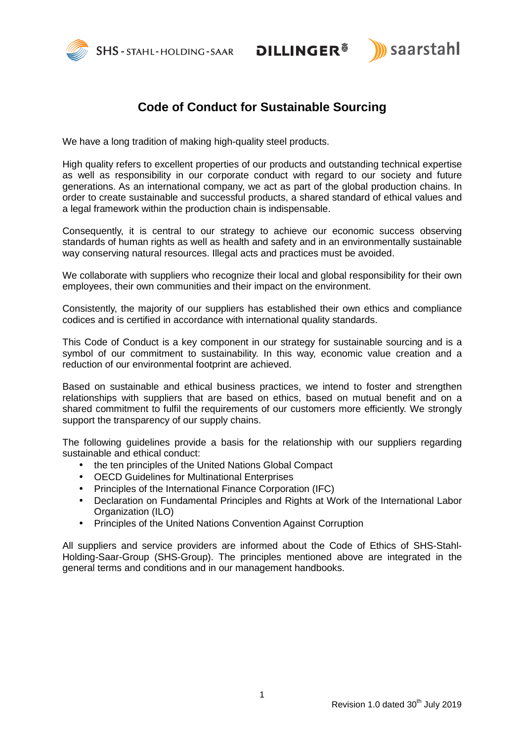# Code of Conduct for Sustainable Sourcing

We have a long tradition of making high-quality steel products.

High quality refers to excellent properties of our products and outstanding technical expertise as well as responsibility in our corporate conduct with regard to our society and future generations. As an international company, we act as part of the global production chains. In order to create sustainable and successful products, a shared standard of ethical values and a legal framework within the production chain is indispensable.

Consequently, it is central to our strategy to achieve our economic success observing standards of human rights as well as health and safety and in an environmentally sustainable way conserving natural resources. Illegal acts and practices must be avoided.

We collaborate with suppliers who recognize their local and global responsibility for their own employees, their own communities and their impact on the environment.

Consistently, the majority of our suppliers has established their own ethics and compliance codices and is certified in accordance with international quality standards.

This Code of Conduct is a key component in our strategy for sustainable sourcing and is a symbol of our commitment to sustainability. In this way, economic value creation and a reduction of our environmental footprint are achieved.

Based on sustainable and ethical business practices, we intend to foster and strengthen relationships with suppliers that are based on ethics, based on mutual benefit and on a shared commitment to fulfil the requirements of our customers more efficiently. We strongly support the transparency of our supply chains.

The following guidelines provide a basis for the relationship with our suppliers regarding sustainable and ethical conduct:

- the ten principles of the United Nations Global Compact
- OECD Guidelines for Multinational Enterprises
- Principles of the International Finance Corporation (IFC)
- Declaration on Fundamental Principles and Rights at Work of the International Labor Organization (ILO)
- Principles of the United Nations Convention Against Corruption

All suppliers and service providers are informed about the Code of Ethics of SHS-Stahl-Holding-Saar-Group (SHS-Group). The principles mentioned above are integrated in the general terms and conditions and in our management handbooks.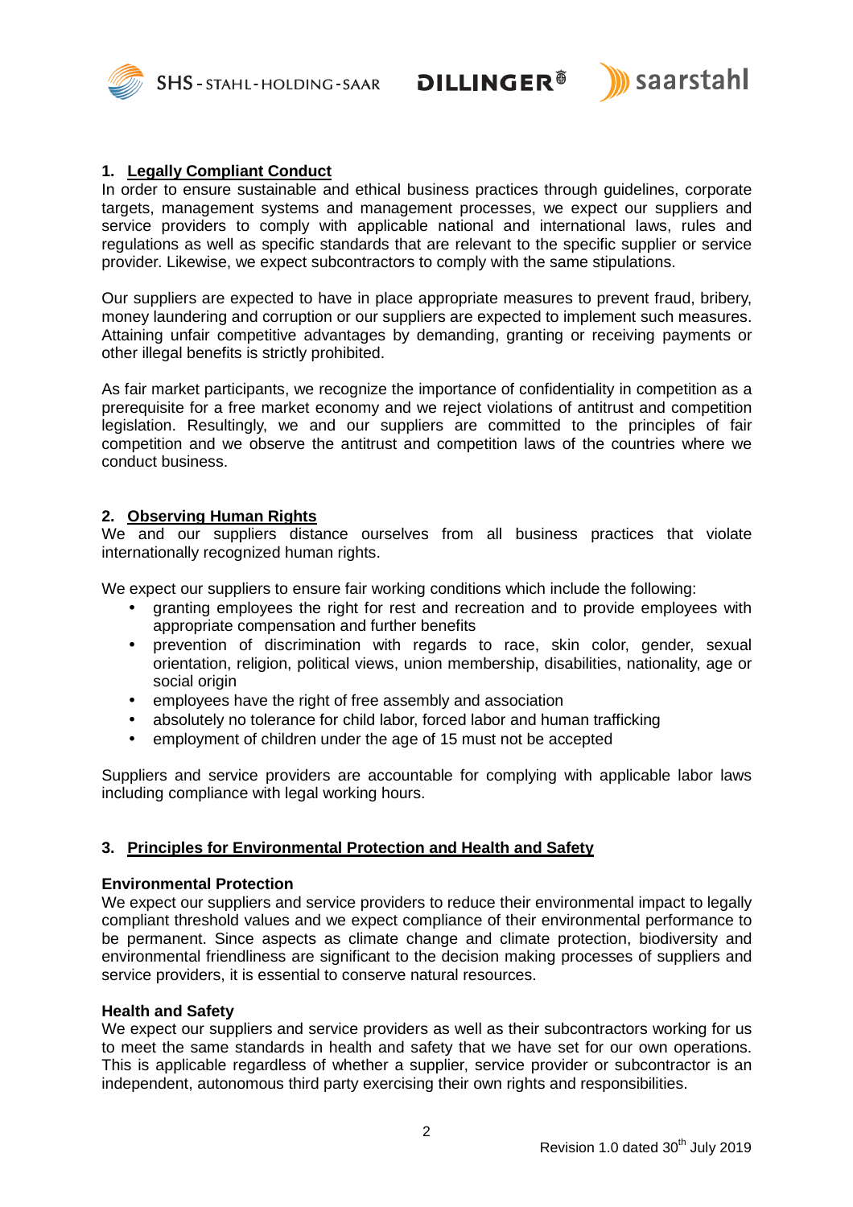## 1. Legally Compliant Conduct

In order to ensure sustainable and ethical business practices through guidelines, corporate targets, management systems and management processes, we expect our suppliers and service providers to comply with applicable national and international laws, rules and regulations as well as specific standards that are relevant to the specific supplier or service provider. Likewise, we expect subcontractors to comply with the same stipulations.

Our suppliers are expected to have in place appropriate measures to prevent fraud, bribery, money laundering and corruption or our suppliers are expected to implement such measures. Attaining unfair competitive advantages by demanding, granting or receiving payments or other illegal benefits is strictly prohibited.

As fair market participants, we recognize the importance of confidentiality in competition as a prerequisite for a free market economy and we reject violations of antitrust and competition legislation. Resultingly, we and our suppliers are committed to the principles of fair competition and we observe the antitrust and competition laws of the countries where we conduct business.

## 2. Observing Human Rights

We and our suppliers distance ourselves from all business practices that violate internationally recognized human rights.

We expect our suppliers to ensure fair working conditions which include the following:

- granting employees the right for rest and recreation and to provide employees with appropriate compensation and further benefits
- prevention of discrimination with regards to race, skin color, gender, sexual orientation, religion, political views, union membership, disabilities, nationality, age or social origin
- employees have the right of free assembly and association
- absolutely no tolerance for child labor, forced labor and human trafficking
- employment of children under the age of 15 must not be accepted

Suppliers and service providers are accountable for complying with applicable labor laws including compliance with legal working hours.

## 3. Principles for Environmental Protection and Health and Safety

### Environmental Protection

We expect our suppliers and service providers to reduce their environmental impact to legally compliant threshold values and we expect compliance of their environmental performance to be permanent. Since aspects as climate change and climate protection, biodiversity and environmental friendliness are significant to the decision making processes of suppliers and service providers, it is essential to conserve natural resources.

### Health and Safety

We expect our suppliers and service providers as well as their subcontractors working for us to meet the same standards in health and safety that we have set for our own operations. This is applicable regardless of whether a supplier, service provider or subcontractor is an independent, autonomous third party exercising their own rights and responsibilities.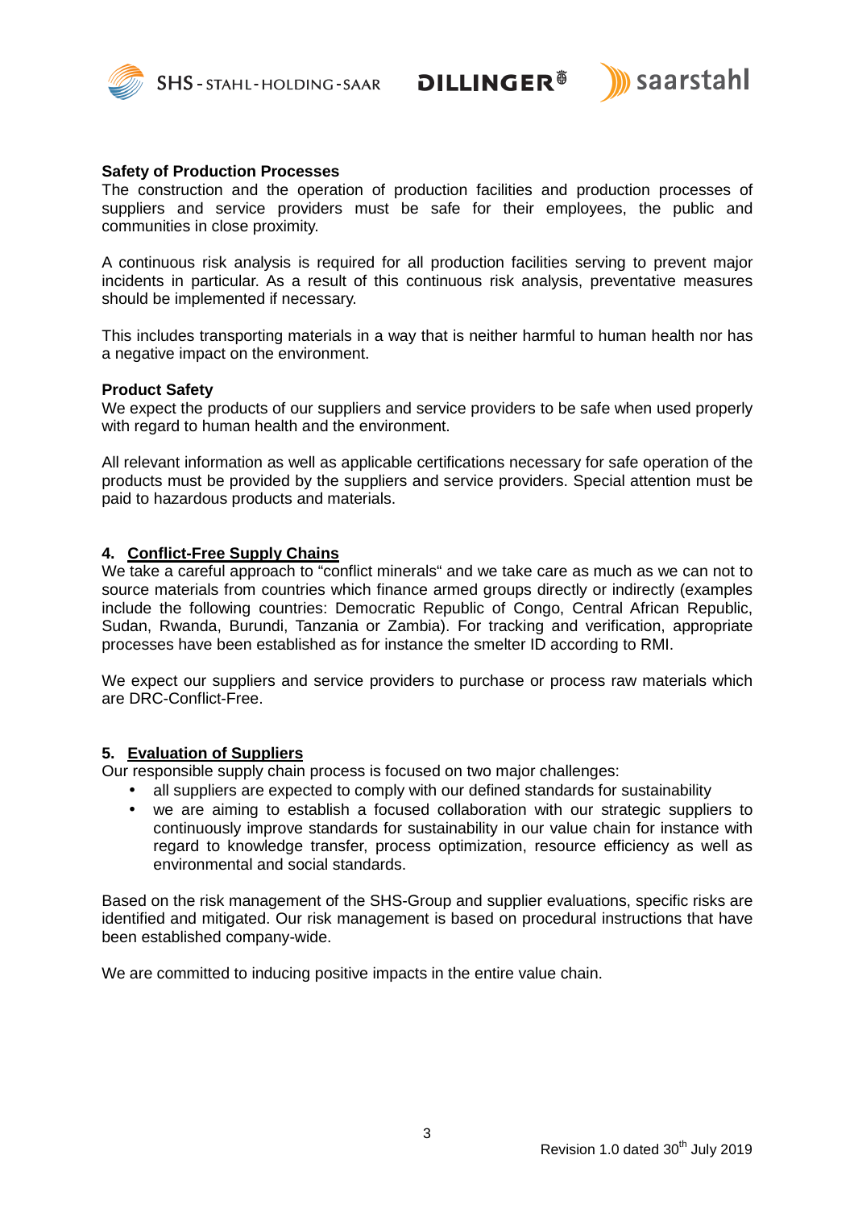**Safety of Production Processes**
The construction and the operation of production facilities and production processes of suppliers and service providers must be safe for their employees, the public and communities in close proximity.

A continuous risk analysis is required for all production facilities serving to prevent major incidents in particular. As a result of this continuous risk analysis, preventative measures should be implemented if necessary.

This includes transporting materials in a way that is neither harmful to human health nor has a negative impact on the environment.

**Product Safety**
We expect the products of our suppliers and service providers to be safe when used properly with regard to human health and the environment.

All relevant information as well as applicable certifications necessary for safe operation of the products must be provided by the suppliers and service providers. Special attention must be paid to hazardous products and materials.

## 4. Conflict-Free Supply Chains

We take a careful approach to "conflict minerals" and we take care as much as we can not to source materials from countries which finance armed groups directly or indirectly (examples include the following countries: Democratic Republic of Congo, Central African Republic, Sudan, Rwanda, Burundi, Tanzania or Zambia). For tracking and verification, appropriate processes have been established as for instance the smelter ID according to RMI.

We expect our suppliers and service providers to purchase or process raw materials which are DRC-Conflict-Free.

## 5. Evaluation of Suppliers

Our responsible supply chain process is focused on two major challenges:

- all suppliers are expected to comply with our defined standards for sustainability
- we are aiming to establish a focused collaboration with our strategic suppliers to continuously improve standards for sustainability in our value chain for instance with regard to knowledge transfer, process optimization, resource efficiency as well as environmental and social standards.

Based on the risk management of the SHS-Group and supplier evaluations, specific risks are identified and mitigated. Our risk management is based on procedural instructions that have been established company-wide.

We are committed to inducing positive impacts in the entire value chain.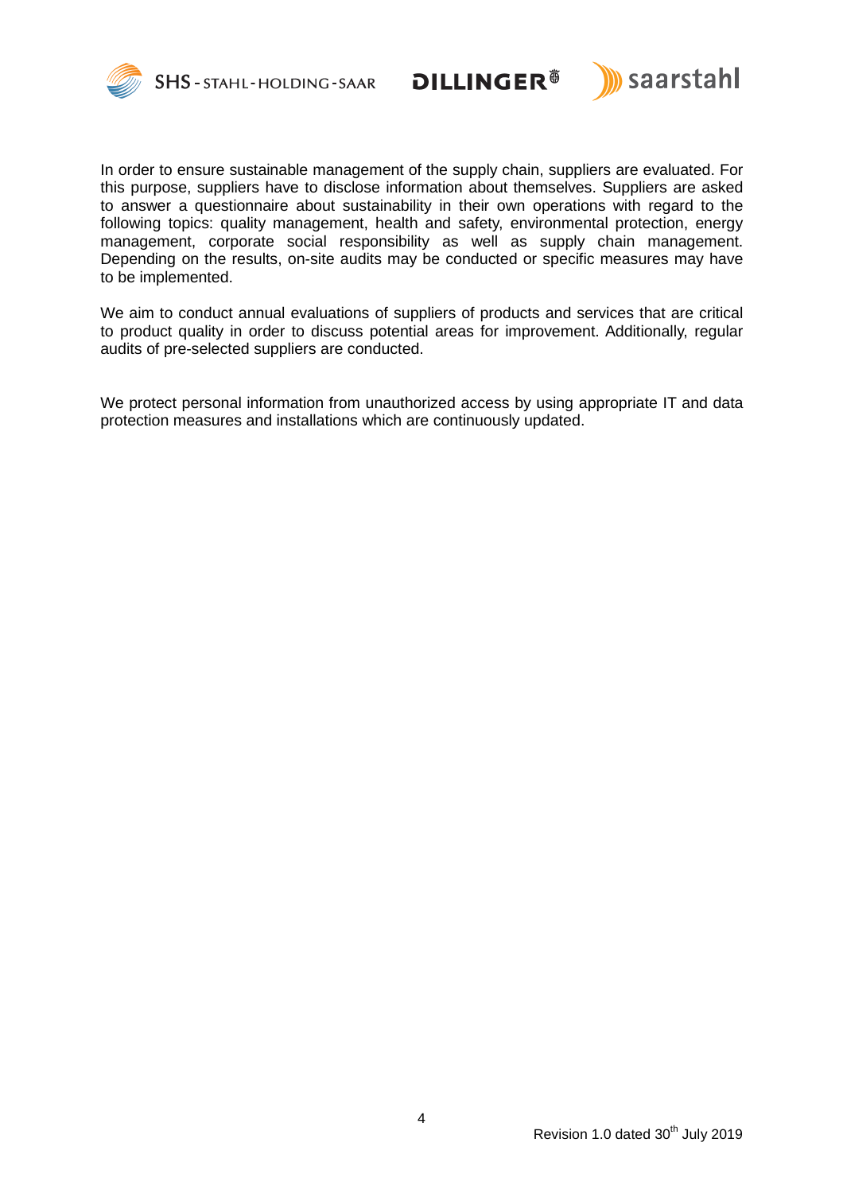In order to ensure sustainable management of the supply chain, suppliers are evaluated. For this purpose, suppliers have to disclose information about themselves. Suppliers are asked to answer a questionnaire about sustainability in their own operations with regard to the following topics: quality management, health and safety, environmental protection, energy management, corporate social responsibility as well as supply chain management. Depending on the results, on-site audits may be conducted or specific measures may have to be implemented.

We aim to conduct annual evaluations of suppliers of products and services that are critical to product quality in order to discuss potential areas for improvement. Additionally, regular audits of pre-selected suppliers are conducted.

We protect personal information from unauthorized access by using appropriate IT and data protection measures and installations which are continuously updated.